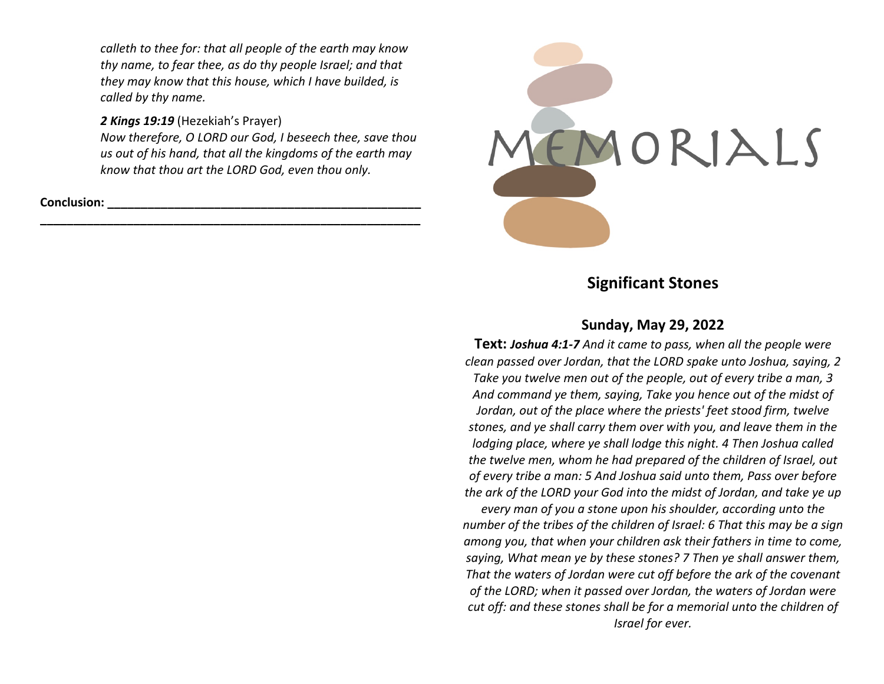*calleth to thee for: that all people of the earth may know thy name, to fear thee, as do thy people Israel; and that they may know that this house, which I have builded, is called by thy name.*

***2 Kings 19:19*** (Hezekiah's Prayer)
*Now therefore, O LORD our God, I beseech thee, save thou us out of his hand, that all the kingdoms of the earth may know that thou art the LORD God, even thou only.*

**Conclusion:** ________________________________________________
__________________________________________________________

# MEMORIALS

## Significant Stones

### Sunday, May 29, 2022

**Text:** ***Joshua 4:1-7*** *And it came to pass, when all the people were clean passed over Jordan, that the LORD spake unto Joshua, saying, 2 Take you twelve men out of the people, out of every tribe a man, 3 And command ye them, saying, Take you hence out of the midst of Jordan, out of the place where the priests' feet stood firm, twelve stones, and ye shall carry them over with you, and leave them in the lodging place, where ye shall lodge this night. 4 Then Joshua called the twelve men, whom he had prepared of the children of Israel, out of every tribe a man: 5 And Joshua said unto them, Pass over before the ark of the LORD your God into the midst of Jordan, and take ye up every man of you a stone upon his shoulder, according unto the number of the tribes of the children of Israel: 6 That this may be a sign among you, that when your children ask their fathers in time to come, saying, What mean ye by these stones? 7 Then ye shall answer them, That the waters of Jordan were cut off before the ark of the covenant of the LORD; when it passed over Jordan, the waters of Jordan were cut off: and these stones shall be for a memorial unto the children of Israel for ever.*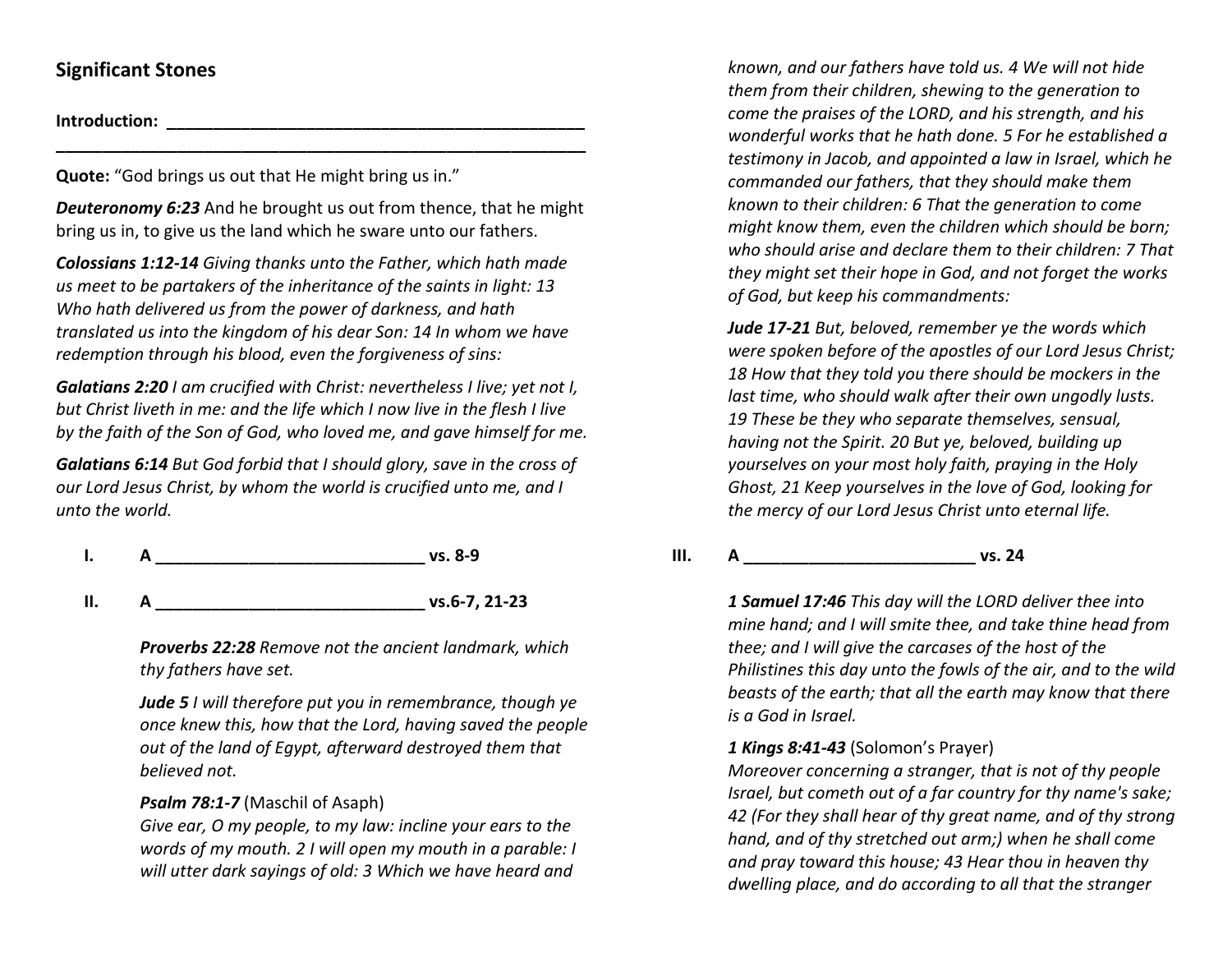## Significant Stones

**Introduction:** ______________________________________________
__________________________________________________________

**Quote:** "God brings us out that He might bring us in."

***Deuteronomy 6:23*** And he brought us out from thence, that he might bring us in, to give us the land which he sware unto our fathers.

***Colossians 1:12-14*** *Giving thanks unto the Father, which hath made us meet to be partakers of the inheritance of the saints in light: 13 Who hath delivered us from the power of darkness, and hath translated us into the kingdom of his dear Son: 14 In whom we have redemption through his blood, even the forgiveness of sins:*

***Galatians 2:20*** *I am crucified with Christ: nevertheless I live; yet not I, but Christ liveth in me: and the life which I now live in the flesh I live by the faith of the Son of God, who loved me, and gave himself for me.*

***Galatians 6:14*** *But God forbid that I should glory, save in the cross of our Lord Jesus Christ, by whom the world is crucified unto me, and I unto the world.*

**I. A _____________________________ vs. 8-9**

**II. A _____________________________ vs.6-7, 21-23**

***Proverbs 22:28*** *Remove not the ancient landmark, which thy fathers have set.*

***Jude 5*** *I will therefore put you in remembrance, though ye once knew this, how that the Lord, having saved the people out of the land of Egypt, afterward destroyed them that believed not.*

***Psalm 78:1-7*** (Maschil of Asaph)
*Give ear, O my people, to my law: incline your ears to the words of my mouth. 2 I will open my mouth in a parable: I will utter dark sayings of old: 3 Which we have heard and known, and our fathers have told us. 4 We will not hide them from their children, shewing to the generation to come the praises of the LORD, and his strength, and his wonderful works that he hath done. 5 For he established a testimony in Jacob, and appointed a law in Israel, which he commanded our fathers, that they should make them known to their children: 6 That the generation to come might know them, even the children which should be born; who should arise and declare them to their children: 7 That they might set their hope in God, and not forget the works of God, but keep his commandments:*

***Jude 17-21*** *But, beloved, remember ye the words which were spoken before of the apostles of our Lord Jesus Christ; 18 How that they told you there should be mockers in the last time, who should walk after their own ungodly lusts. 19 These be they who separate themselves, sensual, having not the Spirit. 20 But ye, beloved, building up yourselves on your most holy faith, praying in the Holy Ghost, 21 Keep yourselves in the love of God, looking for the mercy of our Lord Jesus Christ unto eternal life.*

**III. A _________________________ vs. 24**

***1 Samuel 17:46*** *This day will the LORD deliver thee into mine hand; and I will smite thee, and take thine head from thee; and I will give the carcases of the host of the Philistines this day unto the fowls of the air, and to the wild beasts of the earth; that all the earth may know that there is a God in Israel.*

***1 Kings 8:41-43*** (Solomon's Prayer)
*Moreover concerning a stranger, that is not of thy people Israel, but cometh out of a far country for thy name's sake; 42 (For they shall hear of thy great name, and of thy strong hand, and of thy stretched out arm;) when he shall come and pray toward this house; 43 Hear thou in heaven thy dwelling place, and do according to all that the stranger*